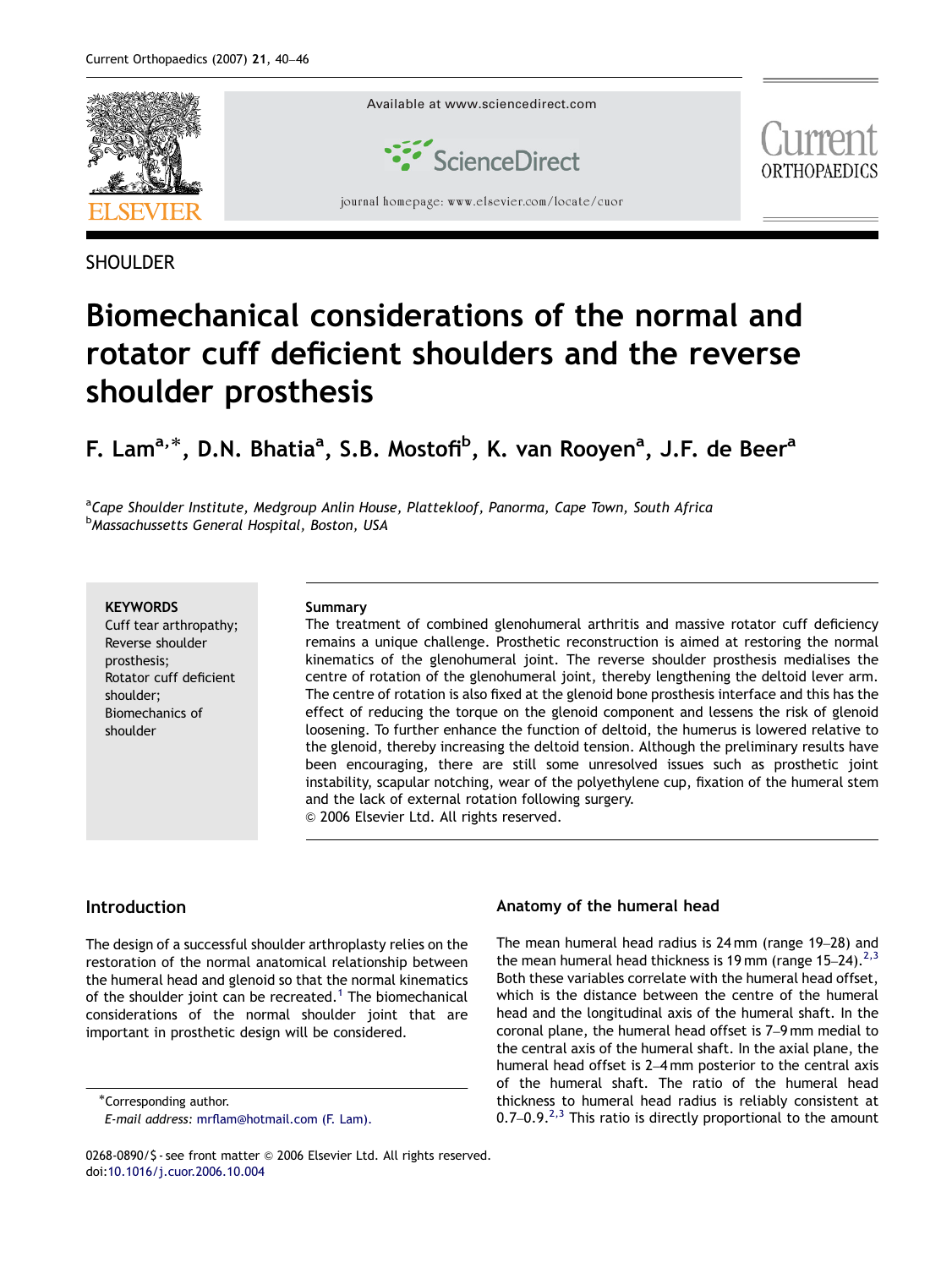SHOULDER

# Biomechanical considerations of the normal and rotator cuff deficient shoulders and the reverse shoulder prosthesis

**F. Lam[a,*], D.N. Bhatia[a], S.B. Mostofi[b], K. van Rooyen[a], J.F. de Beer[a]**

[a] *Cape Shoulder Institute, Medgroup Anlin House, Plattekloof, Panorma, Cape Town, South Africa*
[b] *Massachussetts General Hospital, Boston, USA*

**KEYWORDS**
Cuff tear arthropathy;
Reverse shoulder prosthesis;
Rotator cuff deficient shoulder;
Biomechanics of shoulder

**Summary**
The treatment of combined glenohumeral arthritis and massive rotator cuff deficiency remains a unique challenge. Prosthetic reconstruction is aimed at restoring the normal kinematics of the glenohumeral joint. The reverse shoulder prosthesis medialises the centre of rotation of the glenohumeral joint, thereby lengthening the deltoid lever arm. The centre of rotation is also fixed at the glenoid bone prosthesis interface and this has the effect of reducing the torque on the glenoid component and lessens the risk of glenoid loosening. To further enhance the function of deltoid, the humerus is lowered relative to the glenoid, thereby increasing the deltoid tension. Although the preliminary results have been encouraging, there are still some unresolved issues such as prosthetic joint instability, scapular notching, wear of the polyethylene cup, fixation of the humeral stem and the lack of external rotation following surgery.
© 2006 Elsevier Ltd. All rights reserved.

## Introduction

The design of a successful shoulder arthroplasty relies on the restoration of the normal anatomical relationship between the humeral head and glenoid so that the normal kinematics of the shoulder joint can be recreated.[1] The biomechanical considerations of the normal shoulder joint that are important in prosthetic design will be considered.

## Anatomy of the humeral head

The mean humeral head radius is 24 mm (range 19–28) and the mean humeral head thickness is 19 mm (range 15–24).[2,3] Both these variables correlate with the humeral head offset, which is the distance between the centre of the humeral head and the longitudinal axis of the humeral shaft. In the coronal plane, the humeral head offset is 7–9 mm medial to the central axis of the humeral shaft. In the axial plane, the humeral head offset is 2–4 mm posterior to the central axis of the humeral shaft. The ratio of the humeral head thickness to humeral head radius is reliably consistent at 0.7–0.9.[2,3] This ratio is directly proportional to the amount

*Corresponding author.
*E-mail address:* mrflam@hotmail.com (F. Lam).

0268-0890/$ - see front matter © 2006 Elsevier Ltd. All rights reserved.
doi:10.1016/j.cuor.2006.10.004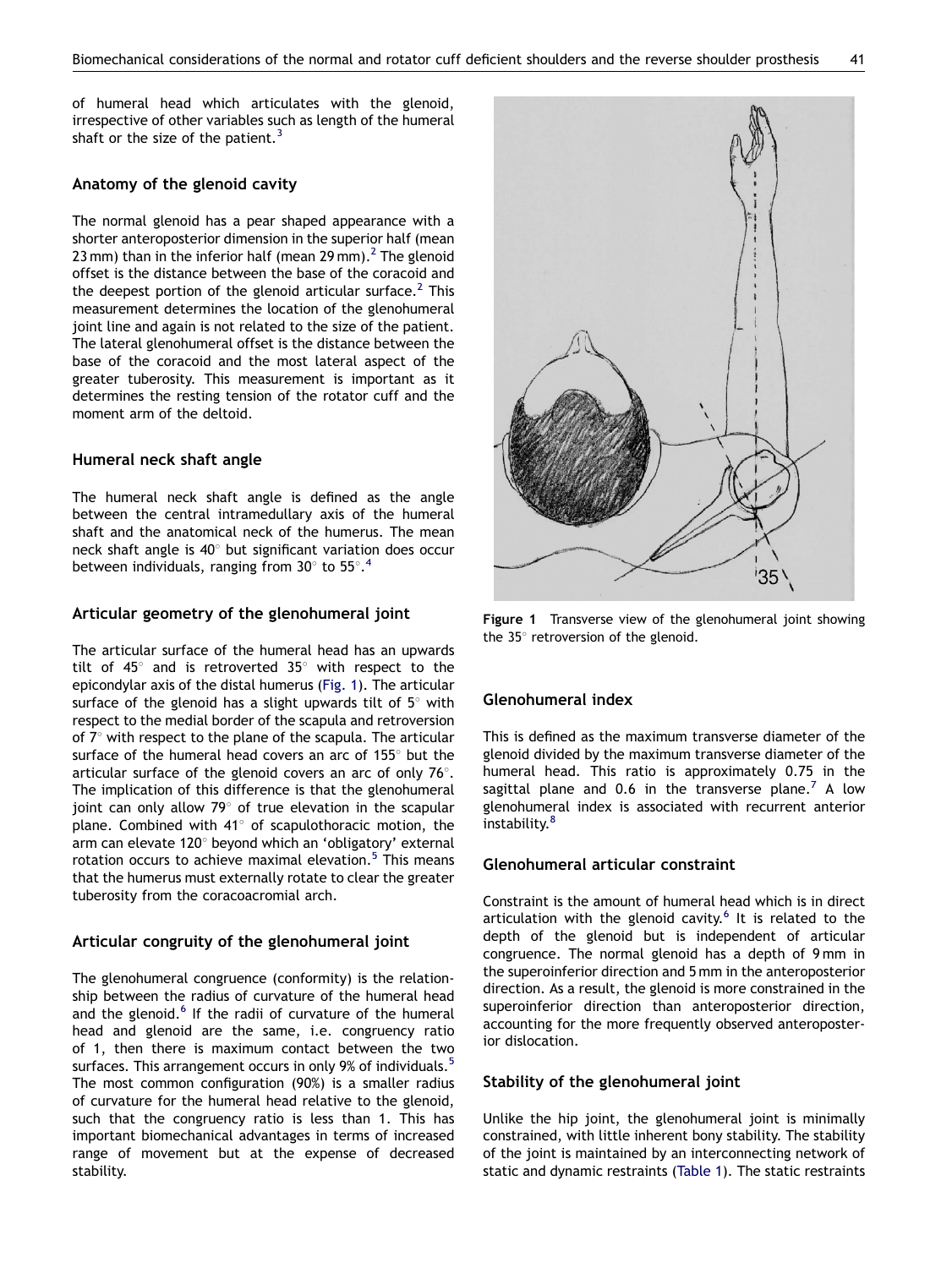of humeral head which articulates with the glenoid, irrespective of other variables such as length of the humeral shaft or the size of the patient.[3]

## Anatomy of the glenoid cavity

The normal glenoid has a pear shaped appearance with a shorter anteroposterior dimension in the superior half (mean 23 mm) than in the inferior half (mean 29 mm).[2] The glenoid offset is the distance between the base of the coracoid and the deepest portion of the glenoid articular surface.[2] This measurement determines the location of the glenohumeral joint line and again is not related to the size of the patient. The lateral glenohumeral offset is the distance between the base of the coracoid and the most lateral aspect of the greater tuberosity. This measurement is important as it determines the resting tension of the rotator cuff and the moment arm of the deltoid.

## Humeral neck shaft angle

The humeral neck shaft angle is defined as the angle between the central intramedullary axis of the humeral shaft and the anatomical neck of the humerus. The mean neck shaft angle is 40° but significant variation does occur between individuals, ranging from 30° to 55°.[4]

## Articular geometry of the glenohumeral joint

The articular surface of the humeral head has an upwards tilt of 45° and is retroverted 35° with respect to the epicondylar axis of the distal humerus (Fig. 1). The articular surface of the glenoid has a slight upwards tilt of 5° with respect to the medial border of the scapula and retroversion of 7° with respect to the plane of the scapula. The articular surface of the humeral head covers an arc of 155° but the articular surface of the glenoid covers an arc of only 76°. The implication of this difference is that the glenohumeral joint can only allow 79° of true elevation in the scapular plane. Combined with 41° of scapulothoracic motion, the arm can elevate 120° beyond which an 'obligatory' external rotation occurs to achieve maximal elevation.[5] This means that the humerus must externally rotate to clear the greater tuberosity from the coracoacromial arch.

## Articular congruity of the glenohumeral joint

The glenohumeral congruence (conformity) is the relationship between the radius of curvature of the humeral head and the glenoid.[6] If the radii of curvature of the humeral head and glenoid are the same, i.e. congruency ratio of 1, then there is maximum contact between the two surfaces. This arrangement occurs in only 9% of individuals.[5] The most common configuration (90%) is a smaller radius of curvature for the humeral head relative to the glenoid, such that the congruency ratio is less than 1. This has important biomechanical advantages in terms of increased range of movement but at the expense of decreased stability.

**Figure 1** Transverse view of the glenohumeral joint showing the 35° retroversion of the glenoid.

## Glenohumeral index

This is defined as the maximum transverse diameter of the glenoid divided by the maximum transverse diameter of the humeral head. This ratio is approximately 0.75 in the sagittal plane and 0.6 in the transverse plane.[7] A low glenohumeral index is associated with recurrent anterior instability.[8]

## Glenohumeral articular constraint

Constraint is the amount of humeral head which is in direct articulation with the glenoid cavity.[6] It is related to the depth of the glenoid but is independent of articular congruence. The normal glenoid has a depth of 9 mm in the superoinferior direction and 5 mm in the anteroposterior direction. As a result, the glenoid is more constrained in the superoinferior direction than anteroposterior direction, accounting for the more frequently observed anteroposterior dislocation.

## Stability of the glenohumeral joint

Unlike the hip joint, the glenohumeral joint is minimally constrained, with little inherent bony stability. The stability of the joint is maintained by an interconnecting network of static and dynamic restraints (Table 1). The static restraints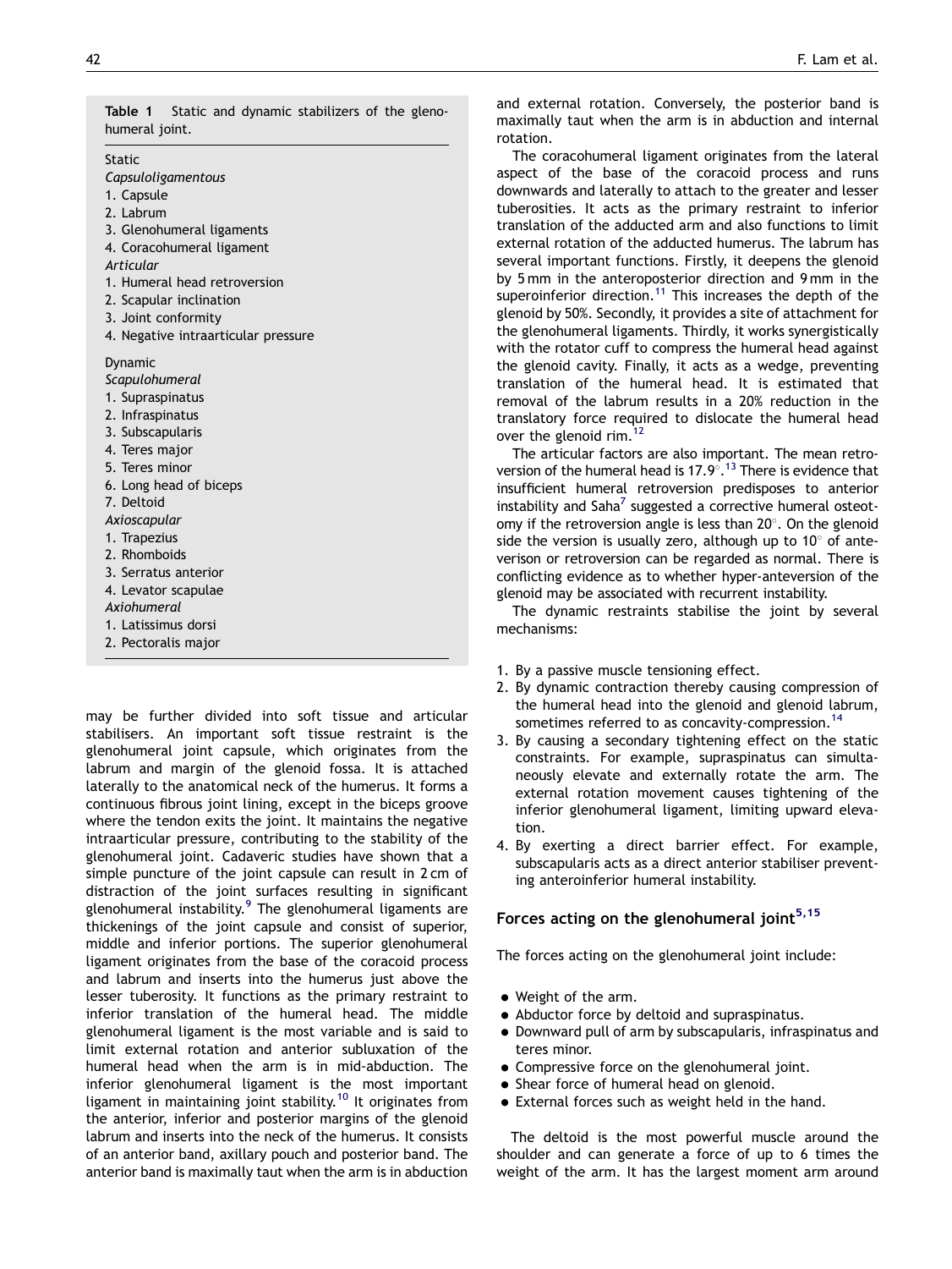**Table 1** Static and dynamic stabilizers of the glenohumeral joint.

Static

*Capsuloligamentous*

1. Capsule
2. Labrum
3. Glenohumeral ligaments
4. Coracohumeral ligament

*Articular*

1. Humeral head retroversion
2. Scapular inclination
3. Joint conformity
4. Negative intraarticular pressure

Dynamic

*Scapulohumeral*

1. Supraspinatus
2. Infraspinatus
3. Subscapularis
4. Teres major
5. Teres minor
6. Long head of biceps
7. Deltoid

*Axioscapular*

1. Trapezius
2. Rhomboids
3. Serratus anterior
4. Levator scapulae

*Axiohumeral*

1. Latissimus dorsi
2. Pectoralis major

may be further divided into soft tissue and articular stabilisers. An important soft tissue restraint is the glenohumeral joint capsule, which originates from the labrum and margin of the glenoid fossa. It is attached laterally to the anatomical neck of the humerus. It forms a continuous fibrous joint lining, except in the biceps groove where the tendon exits the joint. It maintains the negative intraarticular pressure, contributing to the stability of the glenohumeral joint. Cadaveric studies have shown that a simple puncture of the joint capsule can result in 2 cm of distraction of the joint surfaces resulting in significant glenohumeral instability.[9] The glenohumeral ligaments are thickenings of the joint capsule and consist of superior, middle and inferior portions. The superior glenohumeral ligament originates from the base of the coracoid process and labrum and inserts into the humerus just above the lesser tuberosity. It functions as the primary restraint to inferior translation of the humeral head. The middle glenohumeral ligament is the most variable and is said to limit external rotation and anterior subluxation of the humeral head when the arm is in mid-abduction. The inferior glenohumeral ligament is the most important ligament in maintaining joint stability.[10] It originates from the anterior, inferior and posterior margins of the glenoid labrum and inserts into the neck of the humerus. It consists of an anterior band, axillary pouch and posterior band. The anterior band is maximally taut when the arm is in abduction and external rotation. Conversely, the posterior band is maximally taut when the arm is in abduction and internal rotation.

The coracohumeral ligament originates from the lateral aspect of the base of the coracoid process and runs downwards and laterally to attach to the greater and lesser tuberosities. It acts as the primary restraint to inferior translation of the adducted arm and also functions to limit external rotation of the adducted humerus. The labrum has several important functions. Firstly, it deepens the glenoid by 5 mm in the anteroposterior direction and 9 mm in the superoinferior direction.[11] This increases the depth of the glenoid by 50%. Secondly, it provides a site of attachment for the glenohumeral ligaments. Thirdly, it works synergistically with the rotator cuff to compress the humeral head against the glenoid cavity. Finally, it acts as a wedge, preventing translation of the humeral head. It is estimated that removal of the labrum results in a 20% reduction in the translatory force required to dislocate the humeral head over the glenoid rim.[12]

The articular factors are also important. The mean retroversion of the humeral head is 17.9°.[13] There is evidence that insufficient humeral retroversion predisposes to anterior instability and Saha[7] suggested a corrective humeral osteotomy if the retroversion angle is less than 20°. On the glenoid side the version is usually zero, although up to 10° of anteverison or retroversion can be regarded as normal. There is conflicting evidence as to whether hyper-anteversion of the glenoid may be associated with recurrent instability.

The dynamic restraints stabilise the joint by several mechanisms:

1. By a passive muscle tensioning effect.
2. By dynamic contraction thereby causing compression of the humeral head into the glenoid and glenoid labrum, sometimes referred to as concavity-compression.[14]
3. By causing a secondary tightening effect on the static constraints. For example, supraspinatus can simultaneously elevate and externally rotate the arm. The external rotation movement causes tightening of the inferior glenohumeral ligament, limiting upward elevation.
4. By exerting a direct barrier effect. For example, subscapularis acts as a direct anterior stabiliser preventing anteroinferior humeral instability.

## Forces acting on the glenohumeral joint[5,15]

The forces acting on the glenohumeral joint include:

- Weight of the arm.
- Abductor force by deltoid and supraspinatus.
- Downward pull of arm by subscapularis, infraspinatus and teres minor.
- Compressive force on the glenohumeral joint.
- Shear force of humeral head on glenoid.
- External forces such as weight held in the hand.

The deltoid is the most powerful muscle around the shoulder and can generate a force of up to 6 times the weight of the arm. It has the largest moment arm around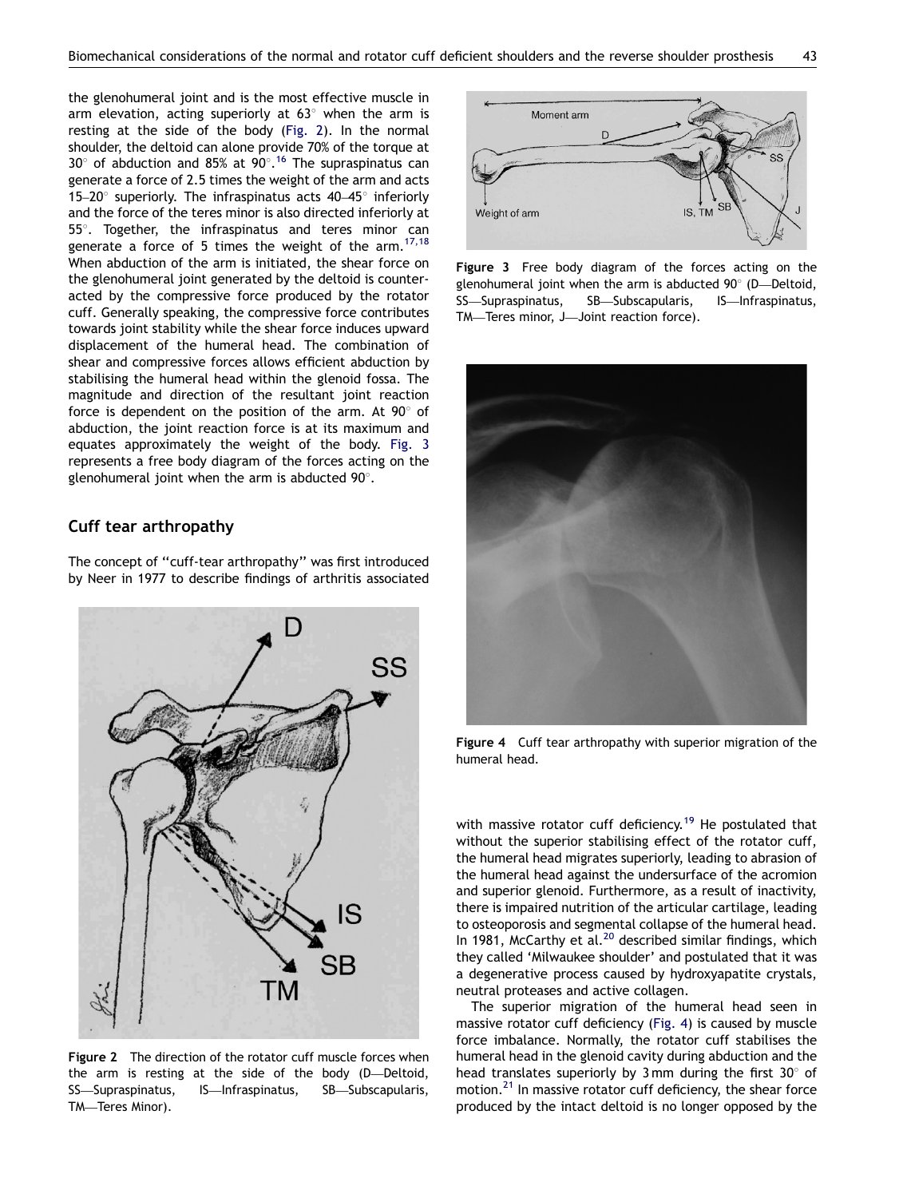the glenohumeral joint and is the most effective muscle in arm elevation, acting superiorly at 63° when the arm is resting at the side of the body (Fig. 2). In the normal shoulder, the deltoid can alone provide 70% of the torque at 30° of abduction and 85% at 90°.[16] The supraspinatus can generate a force of 2.5 times the weight of the arm and acts 15–20° superiorly. The infraspinatus acts 40–45° inferiorly and the force of the teres minor is also directed inferiorly at 55°. Together, the infraspinatus and teres minor can generate a force of 5 times the weight of the arm.[17,18] When abduction of the arm is initiated, the shear force on the glenohumeral joint generated by the deltoid is counteracted by the compressive force produced by the rotator cuff. Generally speaking, the compressive force contributes towards joint stability while the shear force induces upward displacement of the humeral head. The combination of shear and compressive forces allows efficient abduction by stabilising the humeral head within the glenoid fossa. The magnitude and direction of the resultant joint reaction force is dependent on the position of the arm. At 90° of abduction, the joint reaction force is at its maximum and equates approximately the weight of the body. Fig. 3 represents a free body diagram of the forces acting on the glenohumeral joint when the arm is abducted 90°.

## Cuff tear arthropathy

The concept of "cuff-tear arthropathy" was first introduced by Neer in 1977 to describe findings of arthritis associated with massive rotator cuff deficiency.[19] He postulated that without the superior stabilising effect of the rotator cuff, the humeral head migrates superiorly, leading to abrasion of the humeral head against the undersurface of the acromion and superior glenoid. Furthermore, as a result of inactivity, there is impaired nutrition of the articular cartilage, leading to osteoporosis and segmental collapse of the humeral head. In 1981, McCarthy et al.[20] described similar findings, which they called 'Milwaukee shoulder' and postulated that it was a degenerative process caused by hydroxyapatite crystals, neutral proteases and active collagen.

The superior migration of the humeral head seen in massive rotator cuff deficiency (Fig. 4) is caused by muscle force imbalance. Normally, the rotator cuff stabilises the humeral head in the glenoid cavity during abduction and the head translates superiorly by 3 mm during the first 30° of motion.[21] In massive rotator cuff deficiency, the shear force produced by the intact deltoid is no longer opposed by the

**Figure 2** The direction of the rotator cuff muscle forces when the arm is resting at the side of the body (D—Deltoid, SS—Supraspinatus, IS—Infraspinatus, SB—Subscapularis, TM—Teres Minor).

**Figure 3** Free body diagram of the forces acting on the glenohumeral joint when the arm is abducted 90° (D—Deltoid, SS—Supraspinatus, SB—Subscapularis, IS—Infraspinatus, TM—Teres minor, J—Joint reaction force).

**Figure 4** Cuff tear arthropathy with superior migration of the humeral head.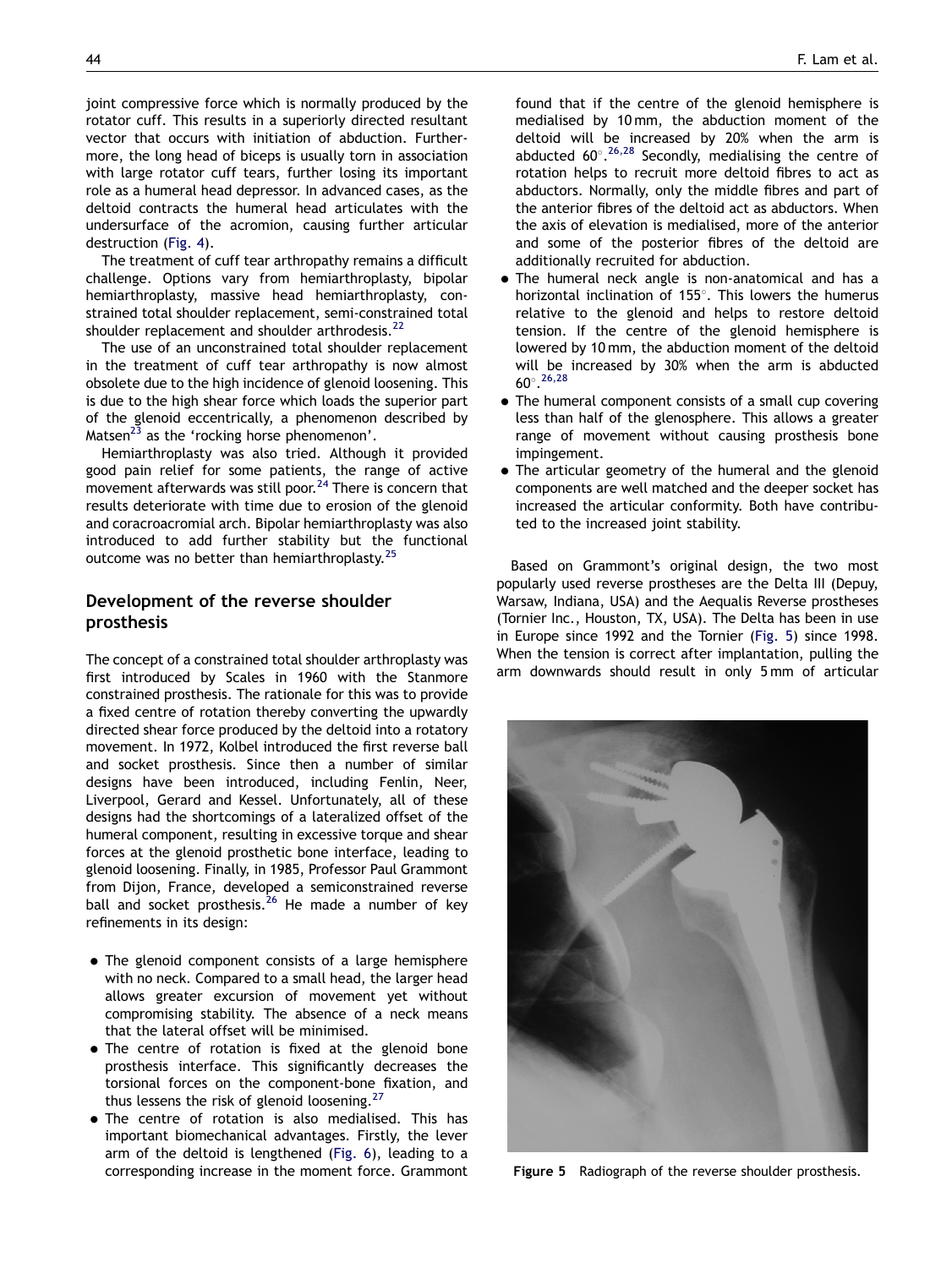joint compressive force which is normally produced by the rotator cuff. This results in a superiorly directed resultant vector that occurs with initiation of abduction. Furthermore, the long head of biceps is usually torn in association with large rotator cuff tears, further losing its important role as a humeral head depressor. In advanced cases, as the deltoid contracts the humeral head articulates with the undersurface of the acromion, causing further articular destruction (Fig. 4).

The treatment of cuff tear arthropathy remains a difficult challenge. Options vary from hemiarthroplasty, bipolar hemiarthroplasty, massive head hemiarthroplasty, constrained total shoulder replacement, semi-constrained total shoulder replacement and shoulder arthrodesis.[22]

The use of an unconstrained total shoulder replacement in the treatment of cuff tear arthropathy is now almost obsolete due to the high incidence of glenoid loosening. This is due to the high shear force which loads the superior part of the glenoid eccentrically, a phenomenon described by Matsen[23] as the 'rocking horse phenomenon'.

Hemiarthroplasty was also tried. Although it provided good pain relief for some patients, the range of active movement afterwards was still poor.[24] There is concern that results deteriorate with time due to erosion of the glenoid and coracroacromial arch. Bipolar hemiarthroplasty was also introduced to add further stability but the functional outcome was no better than hemiarthroplasty.[25]

## Development of the reverse shoulder prosthesis

The concept of a constrained total shoulder arthroplasty was first introduced by Scales in 1960 with the Stanmore constrained prosthesis. The rationale for this was to provide a fixed centre of rotation thereby converting the upwardly directed shear force produced by the deltoid into a rotatory movement. In 1972, Kolbel introduced the first reverse ball and socket prosthesis. Since then a number of similar designs have been introduced, including Fenlin, Neer, Liverpool, Gerard and Kessel. Unfortunately, all of these designs had the shortcomings of a lateralized offset of the humeral component, resulting in excessive torque and shear forces at the glenoid prosthetic bone interface, leading to glenoid loosening. Finally, in 1985, Professor Paul Grammont from Dijon, France, developed a semiconstrained reverse ball and socket prosthesis.[26] He made a number of key refinements in its design:

- The glenoid component consists of a large hemisphere with no neck. Compared to a small head, the larger head allows greater excursion of movement yet without compromising stability. The absence of a neck means that the lateral offset will be minimised.
- The centre of rotation is fixed at the glenoid bone prosthesis interface. This significantly decreases the torsional forces on the component-bone fixation, and thus lessens the risk of glenoid loosening.[27]
- The centre of rotation is also medialised. This has important biomechanical advantages. Firstly, the lever arm of the deltoid is lengthened (Fig. 6), leading to a corresponding increase in the moment force. Grammont found that if the centre of the glenoid hemisphere is medialised by 10 mm, the abduction moment of the deltoid will be increased by 20% when the arm is abducted $60^{\circ}$.[26,28] Secondly, medialising the centre of rotation helps to recruit more deltoid fibres to act as abductors. Normally, only the middle fibres and part of the anterior fibres of the deltoid act as abductors. When the axis of elevation is medialised, more of the anterior and some of the posterior fibres of the deltoid are additionally recruited for abduction.
- The humeral neck angle is non-anatomical and has a horizontal inclination of $155^{\circ}$. This lowers the humerus relative to the glenoid and helps to restore deltoid tension. If the centre of the glenoid hemisphere is lowered by 10 mm, the abduction moment of the deltoid will be increased by 30% when the arm is abducted $60^{\circ}$.[26,28]
- The humeral component consists of a small cup covering less than half of the glenosphere. This allows a greater range of movement without causing prosthesis bone impingement.
- The articular geometry of the humeral and the glenoid components are well matched and the deeper socket has increased the articular conformity. Both have contributed to the increased joint stability.

Based on Grammont's original design, the two most popularly used reverse prostheses are the Delta III (Depuy, Warsaw, Indiana, USA) and the Aequalis Reverse prostheses (Tornier Inc., Houston, TX, USA). The Delta has been in use in Europe since 1992 and the Tornier (Fig. 5) since 1998. When the tension is correct after implantation, pulling the arm downwards should result in only 5 mm of articular

**Figure 5** Radiograph of the reverse shoulder prosthesis.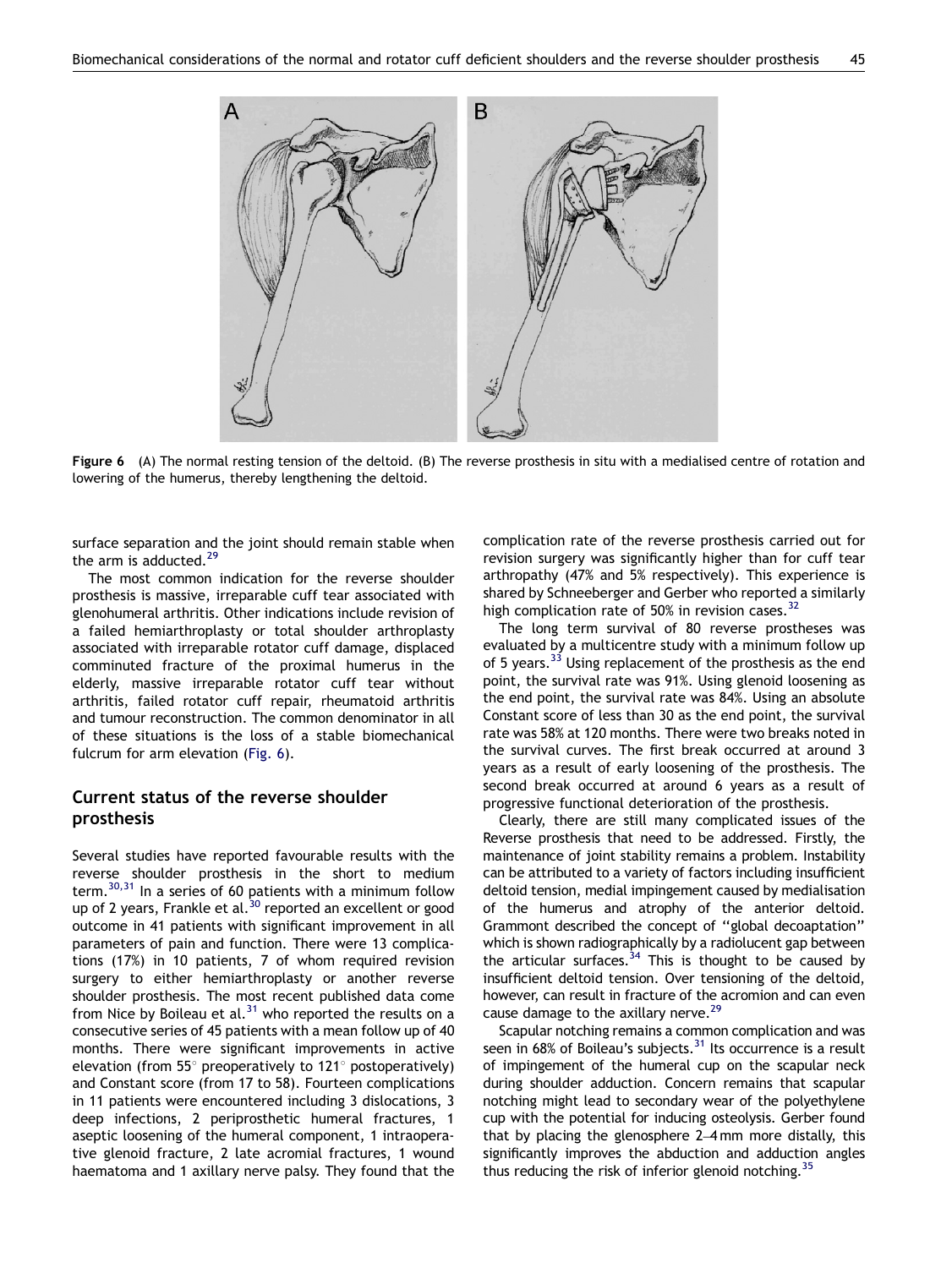Figure 6 (A) The normal resting tension of the deltoid. (B) The reverse prosthesis in situ with a medialised centre of rotation and lowering of the humerus, thereby lengthening the deltoid.

surface separation and the joint should remain stable when the arm is adducted.[29]

The most common indication for the reverse shoulder prosthesis is massive, irreparable cuff tear associated with glenohumeral arthritis. Other indications include revision of a failed hemiarthroplasty or total shoulder arthroplasty associated with irreparable rotator cuff damage, displaced comminuted fracture of the proximal humerus in the elderly, massive irreparable rotator cuff tear without arthritis, failed rotator cuff repair, rheumatoid arthritis and tumour reconstruction. The common denominator in all of these situations is the loss of a stable biomechanical fulcrum for arm elevation (Fig. 6).

## Current status of the reverse shoulder prosthesis

Several studies have reported favourable results with the reverse shoulder prosthesis in the short to medium term.[30,31] In a series of 60 patients with a minimum follow up of 2 years, Frankle et al.[30] reported an excellent or good outcome in 41 patients with significant improvement in all parameters of pain and function. There were 13 complications (17%) in 10 patients, 7 of whom required revision surgery to either hemiarthroplasty or another reverse shoulder prosthesis. The most recent published data come from Nice by Boileau et al.[31] who reported the results on a consecutive series of 45 patients with a mean follow up of 40 months. There were significant improvements in active elevation (from 55° preoperatively to 121° postoperatively) and Constant score (from 17 to 58). Fourteen complications in 11 patients were encountered including 3 dislocations, 3 deep infections, 2 periprosthetic humeral fractures, 1 aseptic loosening of the humeral component, 1 intraoperative glenoid fracture, 2 late acromial fractures, 1 wound haematoma and 1 axillary nerve palsy. They found that the complication rate of the reverse prosthesis carried out for revision surgery was significantly higher than for cuff tear arthropathy (47% and 5% respectively). This experience is shared by Schneeberger and Gerber who reported a similarly high complication rate of 50% in revision cases.[32]

The long term survival of 80 reverse prostheses was evaluated by a multicentre study with a minimum follow up of 5 years.[33] Using replacement of the prosthesis as the end point, the survival rate was 91%. Using glenoid loosening as the end point, the survival rate was 84%. Using an absolute Constant score of less than 30 as the end point, the survival rate was 58% at 120 months. There were two breaks noted in the survival curves. The first break occurred at around 3 years as a result of early loosening of the prosthesis. The second break occurred at around 6 years as a result of progressive functional deterioration of the prosthesis.

Clearly, there are still many complicated issues of the Reverse prosthesis that need to be addressed. Firstly, the maintenance of joint stability remains a problem. Instability can be attributed to a variety of factors including insufficient deltoid tension, medial impingement caused by medialisation of the humerus and atrophy of the anterior deltoid. Grammont described the concept of "global decoaptation" which is shown radiographically by a radiolucent gap between the articular surfaces.[34] This is thought to be caused by insufficient deltoid tension. Over tensioning of the deltoid, however, can result in fracture of the acromion and can even cause damage to the axillary nerve.[29]

Scapular notching remains a common complication and was seen in 68% of Boileau's subjects.[31] Its occurrence is a result of impingement of the humeral cup on the scapular neck during shoulder adduction. Concern remains that scapular notching might lead to secondary wear of the polyethylene cup with the potential for inducing osteolysis. Gerber found that by placing the glenosphere 2–4 mm more distally, this significantly improves the abduction and adduction angles thus reducing the risk of inferior glenoid notching.[35]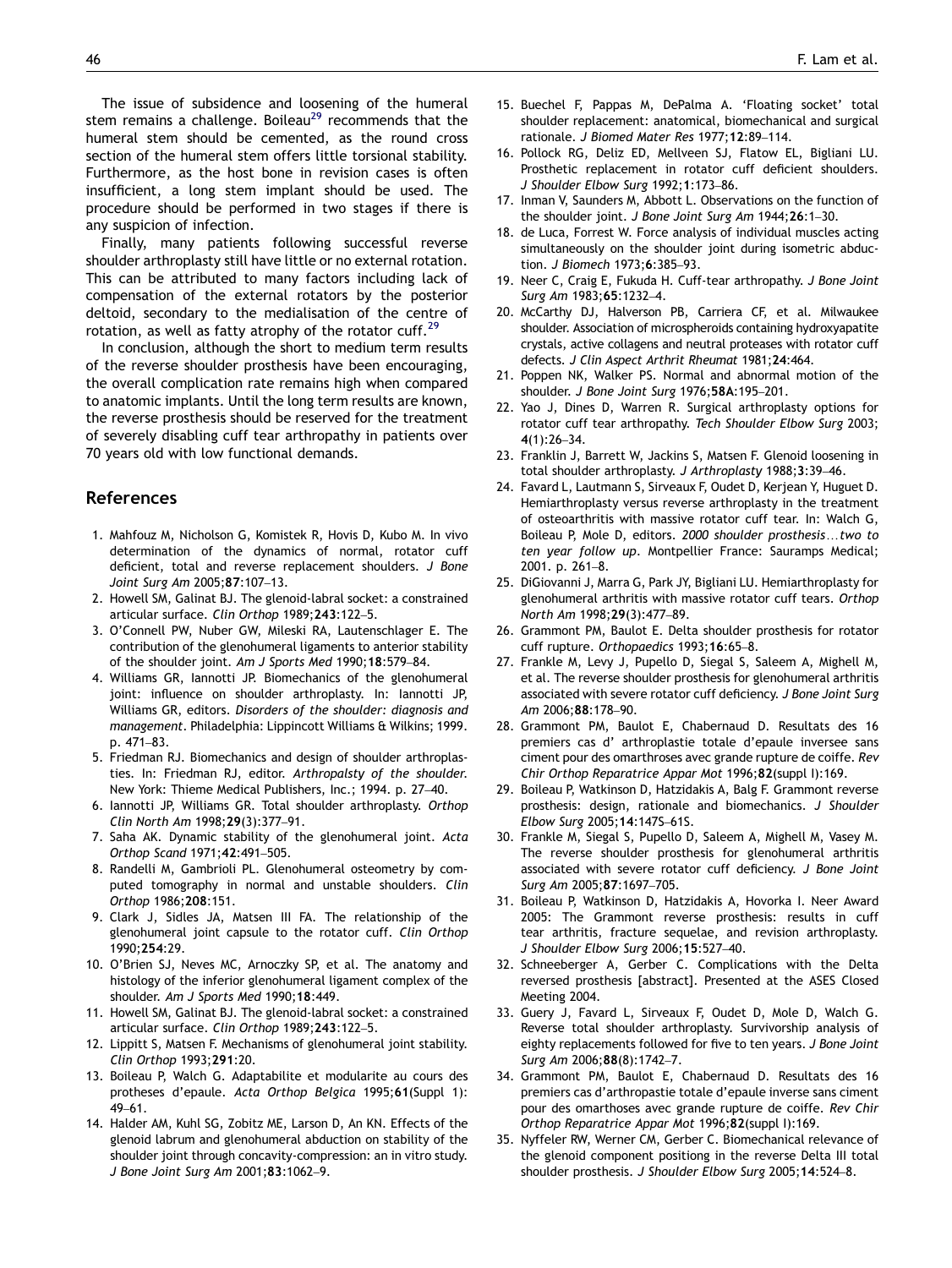The issue of subsidence and loosening of the humeral stem remains a challenge. Boileau[29] recommends that the humeral stem should be cemented, as the round cross section of the humeral stem offers little torsional stability. Furthermore, as the host bone in revision cases is often insufficient, a long stem implant should be used. The procedure should be performed in two stages if there is any suspicion of infection.

Finally, many patients following successful reverse shoulder arthroplasty still have little or no external rotation. This can be attributed to many factors including lack of compensation of the external rotators by the posterior deltoid, secondary to the medialisation of the centre of rotation, as well as fatty atrophy of the rotator cuff.[29]

In conclusion, although the short to medium term results of the reverse shoulder prosthesis have been encouraging, the overall complication rate remains high when compared to anatomic implants. Until the long term results are known, the reverse prosthesis should be reserved for the treatment of severely disabling cuff tear arthropathy in patients over 70 years old with low functional demands.

## References

1. Mahfouz M, Nicholson G, Komistek R, Hovis D, Kubo M. In vivo determination of the dynamics of normal, rotator cuff deficient, total and reverse replacement shoulders. *J Bone Joint Surg Am* 2005;**87**:107–13.
2. Howell SM, Galinat BJ. The glenoid-labral socket: a constrained articular surface. *Clin Orthop* 1989;**243**:122–5.
3. O'Connell PW, Nuber GW, Mileski RA, Lautenschlager E. The contribution of the glenohumeral ligaments to anterior stability of the shoulder joint. *Am J Sports Med* 1990;**18**:579–84.
4. Williams GR, Iannotti JP. Biomechanics of the glenohumeral joint: influence on shoulder arthroplasty. In: Iannotti JP, Williams GR, editors. *Disorders of the shoulder: diagnosis and management*. Philadelphia: Lippincott Williams & Wilkins; 1999. p. 471–83.
5. Friedman RJ. Biomechanics and design of shoulder arthroplasties. In: Friedman RJ, editor. *Arthropalsty of the shoulder*. New York: Thieme Medical Publishers, Inc.; 1994. p. 27–40.
6. Iannotti JP, Williams GR. Total shoulder arthroplasty. *Orthop Clin North Am* 1998;**29**(3):377–91.
7. Saha AK. Dynamic stability of the glenohumeral joint. *Acta Orthop Scand* 1971;**42**:491–505.
8. Randelli M, Gambrioli PL. Glenohumeral osteometry by computed tomography in normal and unstable shoulders. *Clin Orthop* 1986;**208**:151.
9. Clark J, Sidles JA, Matsen III FA. The relationship of the glenohumeral joint capsule to the rotator cuff. *Clin Orthop* 1990;**254**:29.
10. O'Brien SJ, Neves MC, Arnoczky SP, et al. The anatomy and histology of the inferior glenohumeral ligament complex of the shoulder. *Am J Sports Med* 1990;**18**:449.
11. Howell SM, Galinat BJ. The glenoid-labral socket: a constrained articular surface. *Clin Orthop* 1989;**243**:122–5.
12. Lippitt S, Matsen F. Mechanisms of glenohumeral joint stability. *Clin Orthop* 1993;**291**:20.
13. Boileau P, Walch G. Adaptabilite et modularite au cours des protheses d'epaule. *Acta Orthop Belgica* 1995;**61**(Suppl 1): 49–61.
14. Halder AM, Kuhl SG, Zobitz ME, Larson D, An KN. Effects of the glenoid labrum and glenohumeral abduction on stability of the shoulder joint through concavity-compression: an in vitro study. *J Bone Joint Surg Am* 2001;**83**:1062–9.
15. Buechel F, Pappas M, DePalma A. 'Floating socket' total shoulder replacement: anatomical, biomechanical and surgical rationale. *J Biomed Mater Res* 1977;**12**:89–114.
16. Pollock RG, Deliz ED, Mellveen SJ, Flatow EL, Bigliani LU. Prosthetic replacement in rotator cuff deficient shoulders. *J Shoulder Elbow Surg* 1992;**1**:173–86.
17. Inman V, Saunders M, Abbott L. Observations on the function of the shoulder joint. *J Bone Joint Surg Am* 1944;**26**:1–30.
18. de Luca, Forrest W. Force analysis of individual muscles acting simultaneously on the shoulder joint during isometric abduction. *J Biomech* 1973;**6**:385–93.
19. Neer C, Craig E, Fukuda H. Cuff-tear arthropathy. *J Bone Joint Surg Am* 1983;**65**:1232–4.
20. McCarthy DJ, Halverson PB, Carriera CF, et al. Milwaukee shoulder. Association of microspheroids containing hydroxyapatite crystals, active collagens and neutral proteases with rotator cuff defects. *J Clin Aspect Arthrit Rheumat* 1981;**24**:464.
21. Poppen NK, Walker PS. Normal and abnormal motion of the shoulder. *J Bone Joint Surg* 1976;**58A**:195–201.
22. Yao J, Dines D, Warren R. Surgical arthroplasty options for rotator cuff tear arthropathy. *Tech Shoulder Elbow Surg* 2003; **4**(1):26–34.
23. Franklin J, Barrett W, Jackins S, Matsen F. Glenoid loosening in total shoulder arthroplasty. *J Arthroplasty* 1988;**3**:39–46.
24. Favard L, Lautmann S, Sirveaux F, Oudet D, Kerjean Y, Huguet D. Hemiarthroplasty versus reverse arthroplasty in the treatment of osteoarthritis with massive rotator cuff tear. In: Walch G, Boileau P, Mole D, editors. *2000 shoulder prosthesis...two to ten year follow up*. Montpellier France: Sauramps Medical; 2001. p. 261–8.
25. DiGiovanni J, Marra G, Park JY, Bigliani LU. Hemiarthroplasty for glenohumeral arthritis with massive rotator cuff tears. *Orthop North Am* 1998;**29**(3):477–89.
26. Grammont PM, Baulot E. Delta shoulder prosthesis for rotator cuff rupture. *Orthopaedics* 1993;**16**:65–8.
27. Frankle M, Levy J, Pupello D, Siegal S, Saleem A, Mighell M, et al. The reverse shoulder prosthesis for glenohumeral arthritis associated with severe rotator cuff deficiency. *J Bone Joint Surg Am* 2006;**88**:178–90.
28. Grammont PM, Baulot E, Chabernaud D. Resultats des 16 premiers cas d' arthroplastie totale d'epaule inversee sans ciment pour des omarthroses avec grande rupture de coiffe. *Rev Chir Orthop Reparatrice Appar Mot* 1996;**82**(suppl I):169.
29. Boileau P, Watkinson D, Hatzidakis A, Balg F. Grammont reverse prosthesis: design, rationale and biomechanics. *J Shoulder Elbow Surg* 2005;**14**:147S–61S.
30. Frankle M, Siegal S, Pupello D, Saleem A, Mighell M, Vasey M. The reverse shoulder prosthesis for glenohumeral arthritis associated with severe rotator cuff deficiency. *J Bone Joint Surg Am* 2005;**87**:1697–705.
31. Boileau P, Watkinson D, Hatzidakis A, Hovorka I. Neer Award 2005: The Grammont reverse prosthesis: results in cuff tear arthritis, fracture sequelae, and revision arthroplasty. *J Shoulder Elbow Surg* 2006;**15**:527–40.
32. Schneeberger A, Gerber C. Complications with the Delta reversed prosthesis [abstract]. Presented at the ASES Closed Meeting 2004.
33. Guery J, Favard L, Sirveaux F, Oudet D, Mole D, Walch G. Reverse total shoulder arthroplasty. Survivorship analysis of eighty replacements followed for five to ten years. *J Bone Joint Surg Am* 2006;**88**(8):1742–7.
34. Grammont PM, Baulot E, Chabernaud D. Resultats des 16 premiers cas d'arthropastie totale d'epaule inverse sans ciment pour des omarthoses avec grande rupture de coiffe. *Rev Chir Orthop Reparatrice Appar Mot* 1996;**82**(suppl I):169.
35. Nyffeler RW, Werner CM, Gerber C. Biomechanical relevance of the glenoid component positiong in the reverse Delta III total shoulder prosthesis. *J Shoulder Elbow Surg* 2005;**14**:524–8.